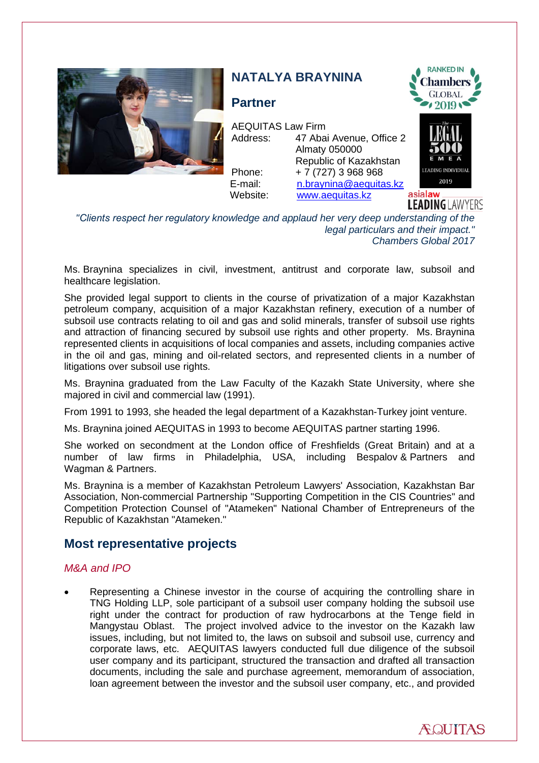# NATALYA BRAYNINA

## Partner

AEQUITAS Law Firm
Address: 47 Abai Avenue, Office 2
Almaty 050000
Republic of Kazakhstan
Phone: + 7 (727) 3 968 968
E-mail: n.braynina@aequitas.kz
Website: www.aequitas.kz

*"Clients respect her regulatory knowledge and applaud her very deep understanding of the legal particulars and their impact."*
*Chambers Global 2017*

Ms. Braynina specializes in civil, investment, antitrust and corporate law, subsoil and healthcare legislation.

She provided legal support to clients in the course of privatization of a major Kazakhstan petroleum company, acquisition of a major Kazakhstan refinery, execution of a number of subsoil use contracts relating to oil and gas and solid minerals, transfer of subsoil use rights and attraction of financing secured by subsoil use rights and other property. Ms. Braynina represented clients in acquisitions of local companies and assets, including companies active in the oil and gas, mining and oil-related sectors, and represented clients in a number of litigations over subsoil use rights.

Ms. Braynina graduated from the Law Faculty of the Kazakh State University, where she majored in civil and commercial law (1991).

From 1991 to 1993, she headed the legal department of a Kazakhstan-Turkey joint venture.

Ms. Braynina joined AEQUITAS in 1993 to become AEQUITAS partner starting 1996.

She worked on secondment at the London office of Freshfields (Great Britain) and at a number of law firms in Philadelphia, USA, including Bespalov & Partners and Wagman & Partners.

Ms. Braynina is a member of Kazakhstan Petroleum Lawyers' Association, Kazakhstan Bar Association, Non-commercial Partnership "Supporting Competition in the CIS Countries" and Competition Protection Counsel of "Atameken" National Chamber of Entrepreneurs of the Republic of Kazakhstan "Atameken."

## Most representative projects

### *M&A and IPO*

- Representing a Chinese investor in the course of acquiring the controlling share in TNG Holding LLP, sole participant of a subsoil user company holding the subsoil use right under the contract for production of raw hydrocarbons at the Tenge field in Mangystau Oblast. The project involved advice to the investor on the Kazakh law issues, including, but not limited to, the laws on subsoil and subsoil use, currency and corporate laws, etc. AEQUITAS lawyers conducted full due diligence of the subsoil user company and its participant, structured the transaction and drafted all transaction documents, including the sale and purchase agreement, memorandum of association, loan agreement between the investor and the subsoil user company, etc., and provided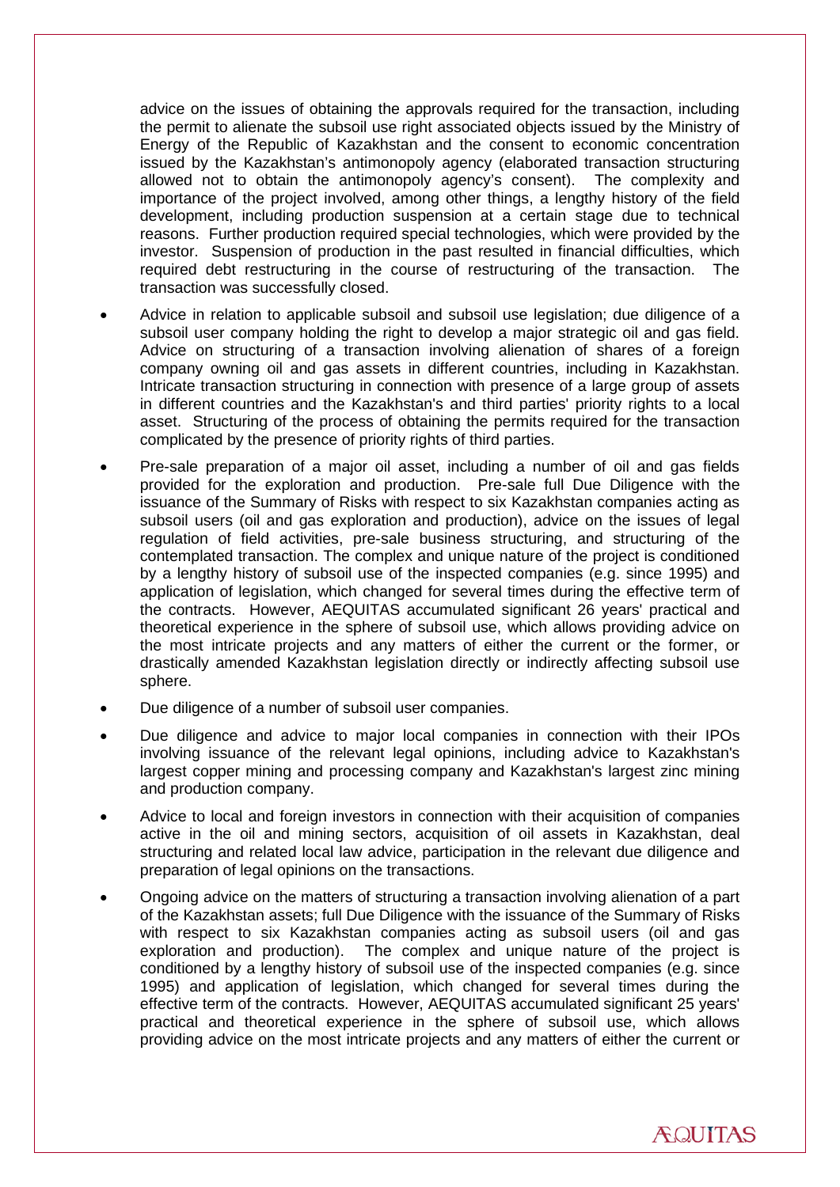advice on the issues of obtaining the approvals required for the transaction, including the permit to alienate the subsoil use right associated objects issued by the Ministry of Energy of the Republic of Kazakhstan and the consent to economic concentration issued by the Kazakhstan's antimonopoly agency (elaborated transaction structuring allowed not to obtain the antimonopoly agency's consent). The complexity and importance of the project involved, among other things, a lengthy history of the field development, including production suspension at a certain stage due to technical reasons. Further production required special technologies, which were provided by the investor. Suspension of production in the past resulted in financial difficulties, which required debt restructuring in the course of restructuring of the transaction. The transaction was successfully closed.

- Advice in relation to applicable subsoil and subsoil use legislation; due diligence of a subsoil user company holding the right to develop a major strategic oil and gas field. Advice on structuring of a transaction involving alienation of shares of a foreign company owning oil and gas assets in different countries, including in Kazakhstan. Intricate transaction structuring in connection with presence of a large group of assets in different countries and the Kazakhstan's and third parties' priority rights to a local asset. Structuring of the process of obtaining the permits required for the transaction complicated by the presence of priority rights of third parties.
- Pre-sale preparation of a major oil asset, including a number of oil and gas fields provided for the exploration and production. Pre-sale full Due Diligence with the issuance of the Summary of Risks with respect to six Kazakhstan companies acting as subsoil users (oil and gas exploration and production), advice on the issues of legal regulation of field activities, pre-sale business structuring, and structuring of the contemplated transaction. The complex and unique nature of the project is conditioned by a lengthy history of subsoil use of the inspected companies (e.g. since 1995) and application of legislation, which changed for several times during the effective term of the contracts. However, AEQUITAS accumulated significant 26 years' practical and theoretical experience in the sphere of subsoil use, which allows providing advice on the most intricate projects and any matters of either the current or the former, or drastically amended Kazakhstan legislation directly or indirectly affecting subsoil use sphere.
- Due diligence of a number of subsoil user companies.
- Due diligence and advice to major local companies in connection with their IPOs involving issuance of the relevant legal opinions, including advice to Kazakhstan's largest copper mining and processing company and Kazakhstan's largest zinc mining and production company.
- Advice to local and foreign investors in connection with their acquisition of companies active in the oil and mining sectors, acquisition of oil assets in Kazakhstan, deal structuring and related local law advice, participation in the relevant due diligence and preparation of legal opinions on the transactions.
- Ongoing advice on the matters of structuring a transaction involving alienation of a part of the Kazakhstan assets; full Due Diligence with the issuance of the Summary of Risks with respect to six Kazakhstan companies acting as subsoil users (oil and gas exploration and production). The complex and unique nature of the project is conditioned by a lengthy history of subsoil use of the inspected companies (e.g. since 1995) and application of legislation, which changed for several times during the effective term of the contracts. However, AEQUITAS accumulated significant 25 years' practical and theoretical experience in the sphere of subsoil use, which allows providing advice on the most intricate projects and any matters of either the current or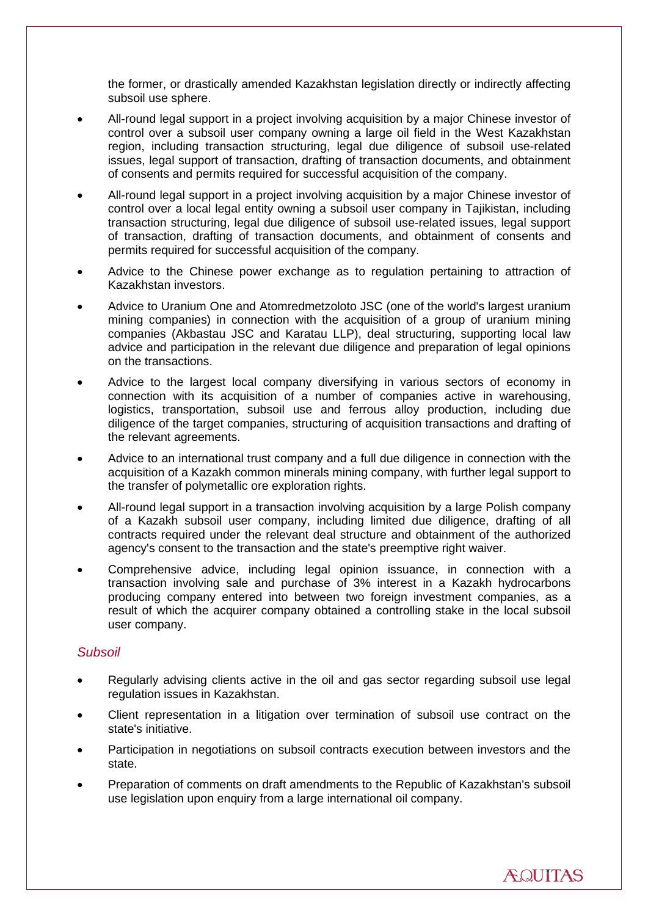the former, or drastically amended Kazakhstan legislation directly or indirectly affecting subsoil use sphere.

- All-round legal support in a project involving acquisition by a major Chinese investor of control over a subsoil user company owning a large oil field in the West Kazakhstan region, including transaction structuring, legal due diligence of subsoil use-related issues, legal support of transaction, drafting of transaction documents, and obtainment of consents and permits required for successful acquisition of the company.
- All-round legal support in a project involving acquisition by a major Chinese investor of control over a local legal entity owning a subsoil user company in Tajikistan, including transaction structuring, legal due diligence of subsoil use-related issues, legal support of transaction, drafting of transaction documents, and obtainment of consents and permits required for successful acquisition of the company.
- Advice to the Chinese power exchange as to regulation pertaining to attraction of Kazakhstan investors.
- Advice to Uranium One and Atomredmetzoloto JSC (one of the world's largest uranium mining companies) in connection with the acquisition of a group of uranium mining companies (Akbastau JSC and Karatau LLP), deal structuring, supporting local law advice and participation in the relevant due diligence and preparation of legal opinions on the transactions.
- Advice to the largest local company diversifying in various sectors of economy in connection with its acquisition of a number of companies active in warehousing, logistics, transportation, subsoil use and ferrous alloy production, including due diligence of the target companies, structuring of acquisition transactions and drafting of the relevant agreements.
- Advice to an international trust company and a full due diligence in connection with the acquisition of a Kazakh common minerals mining company, with further legal support to the transfer of polymetallic ore exploration rights.
- All-round legal support in a transaction involving acquisition by a large Polish company of a Kazakh subsoil user company, including limited due diligence, drafting of all contracts required under the relevant deal structure and obtainment of the authorized agency's consent to the transaction and the state's preemptive right waiver.
- Comprehensive advice, including legal opinion issuance, in connection with a transaction involving sale and purchase of 3% interest in a Kazakh hydrocarbons producing company entered into between two foreign investment companies, as a result of which the acquirer company obtained a controlling stake in the local subsoil user company.

### *Subsoil*

- Regularly advising clients active in the oil and gas sector regarding subsoil use legal regulation issues in Kazakhstan.
- Client representation in a litigation over termination of subsoil use contract on the state's initiative.
- Participation in negotiations on subsoil contracts execution between investors and the state.
- Preparation of comments on draft amendments to the Republic of Kazakhstan's subsoil use legislation upon enquiry from a large international oil company.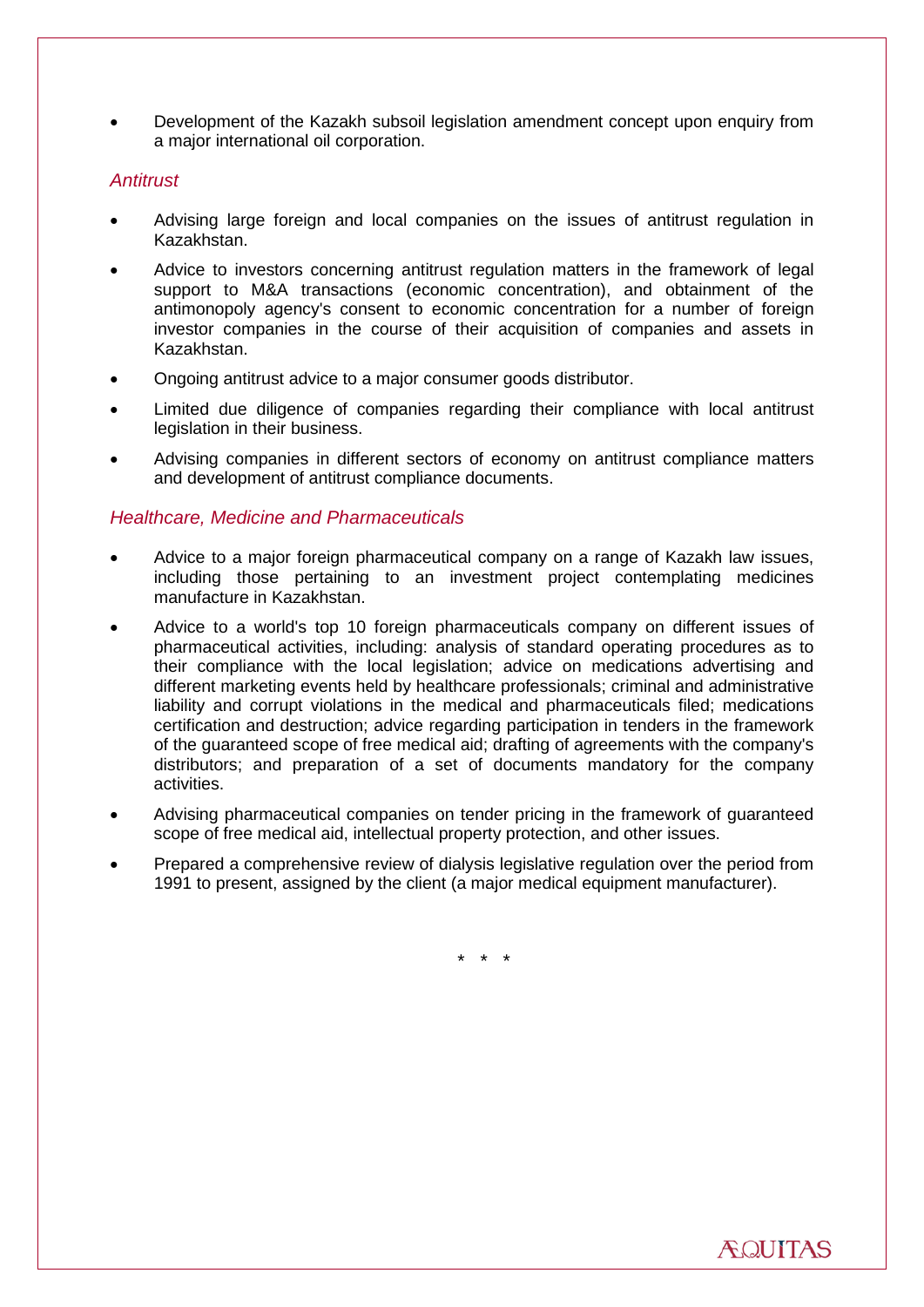- Development of the Kazakh subsoil legislation amendment concept upon enquiry from a major international oil corporation.

*Antitrust*

- Advising large foreign and local companies on the issues of antitrust regulation in Kazakhstan.
- Advice to investors concerning antitrust regulation matters in the framework of legal support to M&A transactions (economic concentration), and obtainment of the antimonopoly agency's consent to economic concentration for a number of foreign investor companies in the course of their acquisition of companies and assets in Kazakhstan.
- Ongoing antitrust advice to a major consumer goods distributor.
- Limited due diligence of companies regarding their compliance with local antitrust legislation in their business.
- Advising companies in different sectors of economy on antitrust compliance matters and development of antitrust compliance documents.

*Healthcare, Medicine and Pharmaceuticals*

- Advice to a major foreign pharmaceutical company on a range of Kazakh law issues, including those pertaining to an investment project contemplating medicines manufacture in Kazakhstan.
- Advice to a world's top 10 foreign pharmaceuticals company on different issues of pharmaceutical activities, including: analysis of standard operating procedures as to their compliance with the local legislation; advice on medications advertising and different marketing events held by healthcare professionals; criminal and administrative liability and corrupt violations in the medical and pharmaceuticals filed; medications certification and destruction; advice regarding participation in tenders in the framework of the guaranteed scope of free medical aid; drafting of agreements with the company's distributors; and preparation of a set of documents mandatory for the company activities.
- Advising pharmaceutical companies on tender pricing in the framework of guaranteed scope of free medical aid, intellectual property protection, and other issues.
- Prepared a comprehensive review of dialysis legislative regulation over the period from 1991 to present, assigned by the client (a major medical equipment manufacturer).

\* \* \*